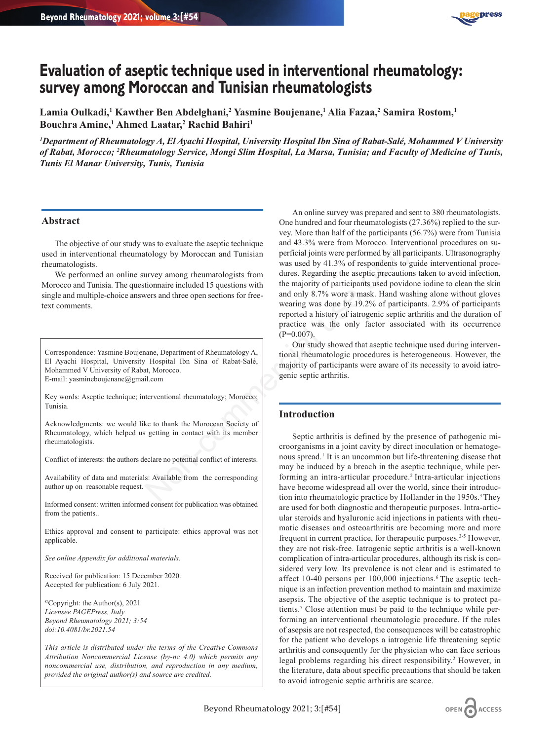# Evaluation of aseptic technique used in interventional rheumatology: survey among Moroccan and Tunisian rheumatologists

**Lamia Oulkadi,[1] Kawther Ben Abdelghani,[2] Yasmine Boujenane,[1] Alia Fazaa,[2] Samira Rostom,[1] Bouchra Amine,[1] Ahmed Laatar,[2] Rachid Bahiri[1]**

*[1]Department of Rheumatology A, El Ayachi Hospital, University Hospital Ibn Sina of Rabat-Salé, Mohammed V University of Rabat, Morocco; [2]Rheumatology Service, Mongi Slim Hospital, La Marsa, Tunisia; and Faculty of Medicine of Tunis, Tunis El Manar University, Tunis, Tunisia*

## Abstract

The objective of our study was to evaluate the aseptic technique used in interventional rheumatology by Moroccan and Tunisian rheumatologists.

We performed an online survey among rheumatologists from Morocco and Tunisia. The questionnaire included 15 questions with single and multiple-choice answers and three open sections for free-text comments.

An online survey was prepared and sent to 380 rheumatologists. One hundred and four rheumatologists (27.36%) replied to the survey. More than half of the participants (56.7%) were from Tunisia and 43.3% were from Morocco. Interventional procedures on superficial joints were performed by all participants. Ultrasonography was used by 41.3% of respondents to guide interventional procedures. Regarding the aseptic precautions taken to avoid infection, the majority of participants used povidone iodine to clean the skin and only 8.7% wore a mask. Hand washing alone without gloves wearing was done by 19.2% of participants. 2.9% of participants reported a history of iatrogenic septic arthritis and the duration of practice was the only factor associated with its occurrence ($P=0.007$).

Our study showed that aseptic technique used during interventional rheumatologic procedures is heterogeneous. However, the majority of participants were aware of its necessity to avoid iatrogenic septic arthritis.

Correspondence: Yasmine Boujenane, Department of Rheumatology A, El Ayachi Hospital, University Hospital Ibn Sina of Rabat-Salé, Mohammed V University of Rabat, Morocco.
E-mail: yasmineboujenane@gmail.com

Key words: Aseptic technique; interventional rheumatology; Morocco; Tunisia.

Acknowledgments: we would like to thank the Moroccan Society of Rheumatology, which helped us getting in contact with its member rheumatologists.

Conflict of interests: the authors declare no potential conflict of interests.

Availability of data and materials: Available from the corresponding author up on reasonable request.

Informed consent: written informed consent for publication was obtained from the patients..

Ethics approval and consent to participate: ethics approval was not applicable.

*See online Appendix for additional materials.*

Received for publication: 15 December 2020.
Accepted for publication: 6 July 2021.

©Copyright: the Author(s), 2021
*Licensee PAGEPress, Italy*
*Beyond Rheumatology 2021; 3:54*
*doi:10.4081/br.2021.54*

*This article is distributed under the terms of the Creative Commons Attribution Noncommercial License (by-nc 4.0) which permits any noncommercial use, distribution, and reproduction in any medium, provided the original author(s) and source are credited.*

## Introduction

Septic arthritis is defined by the presence of pathogenic microorganisms in a joint cavity by direct inoculation or hematogenous spread.[1] It is an uncommon but life-threatening disease that may be induced by a breach in the aseptic technique, while performing an intra-articular procedure.[2] Intra-articular injections have become widespread all over the world, since their introduction into rheumatologic practice by Hollander in the 1950s.[3] They are used for both diagnostic and therapeutic purposes. Intra-articular steroids and hyaluronic acid injections in patients with rheumatic diseases and osteoarthritis are becoming more and more frequent in current practice, for therapeutic purposes.[3-5] However, they are not risk-free. Iatrogenic septic arthritis is a well-known complication of intra-articular procedures, although its risk is considered very low. Its prevalence is not clear and is estimated to affect 10-40 persons per 100,000 injections.[6] The aseptic technique is an infection prevention method to maintain and maximize asepsis. The objective of the aseptic technique is to protect patients.[7] Close attention must be paid to the technique while performing an interventional rheumatologic procedure. If the rules of asepsis are not respected, the consequences will be catastrophic for the patient who develops a iatrogenic life threatening septic arthritis and consequently for the physician who can face serious legal problems regarding his direct responsibility.[2] However, in the literature, data about specific precautions that should be taken to avoid iatrogenic septic arthritis are scarce.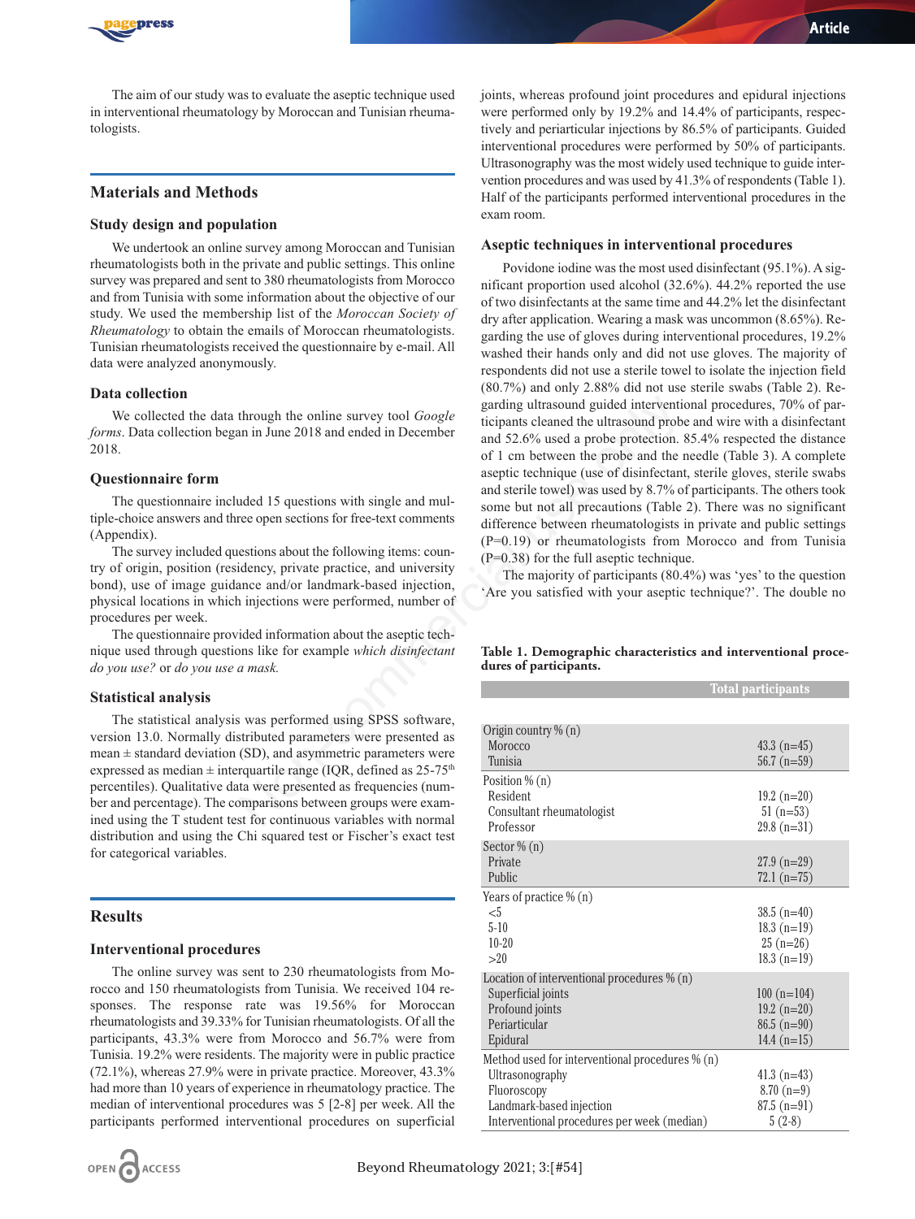The aim of our study was to evaluate the aseptic technique used in interventional rheumatology by Moroccan and Tunisian rheumatologists.

## Materials and Methods

### Study design and population

We undertook an online survey among Moroccan and Tunisian rheumatologists both in the private and public settings. This online survey was prepared and sent to 380 rheumatologists from Morocco and from Tunisia with some information about the objective of our study. We used the membership list of the *Moroccan Society of Rheumatology* to obtain the emails of Moroccan rheumatologists. Tunisian rheumatologists received the questionnaire by e-mail. All data were analyzed anonymously.

### Data collection

We collected the data through the online survey tool *Google forms*. Data collection began in June 2018 and ended in December 2018.

### Questionnaire form

The questionnaire included 15 questions with single and multiple-choice answers and three open sections for free-text comments (Appendix).

The survey included questions about the following items: country of origin, position (residency, private practice, and university bond), use of image guidance and/or landmark-based injection, physical locations in which injections were performed, number of procedures per week.

The questionnaire provided information about the aseptic technique used through questions like for example *which disinfectant do you use?* or *do you use a mask.*

### Statistical analysis

The statistical analysis was performed using SPSS software, version 13.0. Normally distributed parameters were presented as mean ± standard deviation (SD), and asymmetric parameters were expressed as median ± interquartile range (IQR, defined as 25-75$^{th}$ percentiles). Qualitative data were presented as frequencies (number and percentage). The comparisons between groups were examined using the T student test for continuous variables with normal distribution and using the Chi squared test or Fischer's exact test for categorical variables.

## Results

### Interventional procedures

The online survey was sent to 230 rheumatologists from Morocco and 150 rheumatologists from Tunisia. We received 104 responses. The response rate was 19.56% for Moroccan rheumatologists and 39.33% for Tunisian rheumatologists. Of all the participants, 43.3% were from Morocco and 56.7% were from Tunisia. 19.2% were residents. The majority were in public practice (72.1%), whereas 27.9% were in private practice. Moreover, 43.3% had more than 10 years of experience in rheumatology practice. The median of interventional procedures was 5 [2-8] per week. All the participants performed interventional procedures on superficial joints, whereas profound joint procedures and epidural injections were performed only by 19.2% and 14.4% of participants, respectively and periarticular injections by 86.5% of participants. Guided interventional procedures were performed by 50% of participants. Ultrasonography was the most widely used technique to guide intervention procedures and was used by 41.3% of respondents (Table 1). Half of the participants performed interventional procedures in the exam room.

### Aseptic techniques in interventional procedures

Povidone iodine was the most used disinfectant (95.1%). A significant proportion used alcohol (32.6%). 44.2% reported the use of two disinfectants at the same time and 44.2% let the disinfectant dry after application. Wearing a mask was uncommon (8.65%). Regarding the use of gloves during interventional procedures, 19.2% washed their hands only and did not use gloves. The majority of respondents did not use a sterile towel to isolate the injection field (80.7%) and only 2.88% did not use sterile swabs (Table 2). Regarding ultrasound guided interventional procedures, 70% of participants cleaned the ultrasound probe and wire with a disinfectant and 52.6% used a probe protection. 85.4% respected the distance of 1 cm between the probe and the needle (Table 3). A complete aseptic technique (use of disinfectant, sterile gloves, sterile swabs and sterile towel) was used by 8.7% of participants. The others took some but not all precautions (Table 2). There was no significant difference between rheumatologists in private and public settings (P=0.19) or rheumatologists from Morocco and from Tunisia (P=0.38) for the full aseptic technique.

The majority of participants (80.4%) was 'yes' to the question 'Are you satisfied with your aseptic technique?'. The double no

**Table 1. Demographic characteristics and interventional procedures of participants.**

| | Total participants |
|---|---|
| Origin country % (n) | |
| Morocco | 43.3 (n=45) |
| Tunisia | 56.7 (n=59) |
| Position % (n) | |
| Resident | 19.2 (n=20) |
| Consultant rheumatologist | 51 (n=53) |
| Professor | 29.8 (n=31) |
| Sector % (n) | |
| Private | 27.9 (n=29) |
| Public | 72.1 (n=75) |
| Years of practice % (n) | |
| <5 | 38.5 (n=40) |
| 5-10 | 18.3 (n=19) |
| 10-20 | 25 (n=26) |
| >20 | 18.3 (n=19) |
| Location of interventional procedures % (n) | |
| Superficial joints | 100 (n=104) |
| Profound joints | 19.2 (n=20) |
| Periarticular | 86.5 (n=90) |
| Epidural | 14.4 (n=15) |
| Method used for interventional procedures % (n) | |
| Ultrasonography | 41.3 (n=43) |
| Fluoroscopy | 8.70 (n=9) |
| Landmark-based injection | 87.5 (n=91) |
| Interventional procedures per week (median) | 5 (2-8) |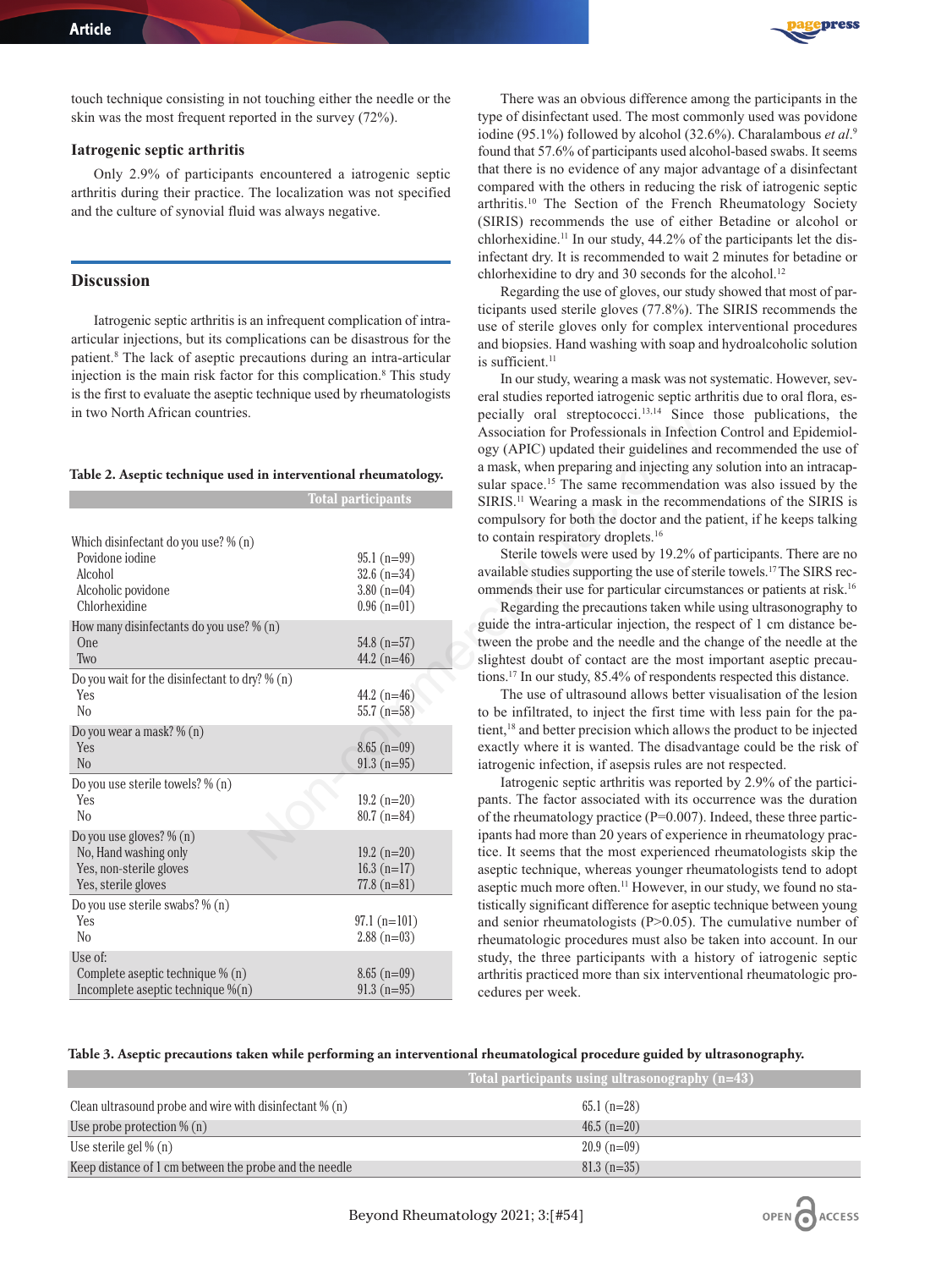touch technique consisting in not touching either the needle or the skin was the most frequent reported in the survey (72%).

### Iatrogenic septic arthritis

Only 2.9% of participants encountered a iatrogenic septic arthritis during their practice. The localization was not specified and the culture of synovial fluid was always negative.

## Discussion

Iatrogenic septic arthritis is an infrequent complication of intra-articular injections, but its complications can be disastrous for the patient.[8] The lack of aseptic precautions during an intra-articular injection is the main risk factor for this complication.[8] This study is the first to evaluate the aseptic technique used by rheumatologists in two North African countries.

**Table 2. Aseptic technique used in interventional rheumatology.**

| | Total participants |
|---|---|
| Which disinfectant do you use? % (n) | |
| Povidone iodine | 95.1 (n=99) |
| Alcohol | 32.6 (n=34) |
| Alcoholic povidone | 3.80 (n=04) |
| Chlorhexidine | 0.96 (n=01) |
| How many disinfectants do you use? % (n) | |
| One | 54.8 (n=57) |
| Two | 44.2 (n=46) |
| Do you wait for the disinfectant to dry? % (n) | |
| Yes | 44.2 (n=46) |
| No | 55.7 (n=58) |
| Do you wear a mask? % (n) | |
| Yes | 8.65 (n=09) |
| No | 91.3 (n=95) |
| Do you use sterile towels? % (n) | |
| Yes | 19.2 (n=20) |
| No | 80.7 (n=84) |
| Do you use gloves? % (n) | |
| No, Hand washing only | 19.2 (n=20) |
| Yes, non-sterile gloves | 16.3 (n=17) |
| Yes, sterile gloves | 77.8 (n=81) |
| Do you use sterile swabs? % (n) | |
| Yes | 97.1 (n=101) |
| No | 2.88 (n=03) |
| Use of: | |
| Complete aseptic technique % (n) | 8.65 (n=09) |
| Incomplete aseptic technique %(n) | 91.3 (n=95) |

There was an obvious difference among the participants in the type of disinfectant used. The most commonly used was povidone iodine (95.1%) followed by alcohol (32.6%). Charalambous *et al*.[9] found that 57.6% of participants used alcohol-based swabs. It seems that there is no evidence of any major advantage of a disinfectant compared with the others in reducing the risk of iatrogenic septic arthritis.[10] The Section of the French Rheumatology Society (SIRIS) recommends the use of either Betadine or alcohol or chlorhexidine.[11] In our study, 44.2% of the participants let the disinfectant dry. It is recommended to wait 2 minutes for betadine or chlorhexidine to dry and 30 seconds for the alcohol.[12]

Regarding the use of gloves, our study showed that most of participants used sterile gloves (77.8%). The SIRIS recommends the use of sterile gloves only for complex interventional procedures and biopsies. Hand washing with soap and hydroalcoholic solution is sufficient.[11]

In our study, wearing a mask was not systematic. However, several studies reported iatrogenic septic arthritis due to oral flora, especially oral streptococci.[13,14] Since those publications, the Association for Professionals in Infection Control and Epidemiology (APIC) updated their guidelines and recommended the use of a mask, when preparing and injecting any solution into an intracapsular space.[15] The same recommendation was also issued by the SIRIS.[11] Wearing a mask in the recommendations of the SIRIS is compulsory for both the doctor and the patient, if he keeps talking to contain respiratory droplets.[16]

Sterile towels were used by 19.2% of participants. There are no available studies supporting the use of sterile towels.[17] The SIRS recommends their use for particular circumstances or patients at risk.[16]

Regarding the precautions taken while using ultrasonography to guide the intra-articular injection, the respect of 1 cm distance between the probe and the needle and the change of the needle at the slightest doubt of contact are the most important aseptic precautions.[17] In our study, 85.4% of respondents respected this distance.

The use of ultrasound allows better visualisation of the lesion to be infiltrated, to inject the first time with less pain for the patient,[18] and better precision which allows the product to be injected exactly where it is wanted. The disadvantage could be the risk of iatrogenic infection, if asepsis rules are not respected.

Iatrogenic septic arthritis was reported by 2.9% of the participants. The factor associated with its occurrence was the duration of the rheumatology practice (P=0.007). Indeed, these three participants had more than 20 years of experience in rheumatology practice. It seems that the most experienced rheumatologists skip the aseptic technique, whereas younger rheumatologists tend to adopt aseptic much more often.[11] However, in our study, we found no statistically significant difference for aseptic technique between young and senior rheumatologists (P>0.05). The cumulative number of rheumatologic procedures must also be taken into account. In our study, the three participants with a history of iatrogenic septic arthritis practiced more than six interventional rheumatologic procedures per week.

**Table 3. Aseptic precautions taken while performing an interventional rheumatological procedure guided by ultrasonography.**

| | Total participants using ultrasonography (n=43) |
|---|---|
| Clean ultrasound probe and wire with disinfectant % (n) | 65.1 (n=28) |
| Use probe protection % (n) | 46.5 (n=20) |
| Use sterile gel % (n) | 20.9 (n=09) |
| Keep distance of 1 cm between the probe and the needle | 81.3 (n=35) |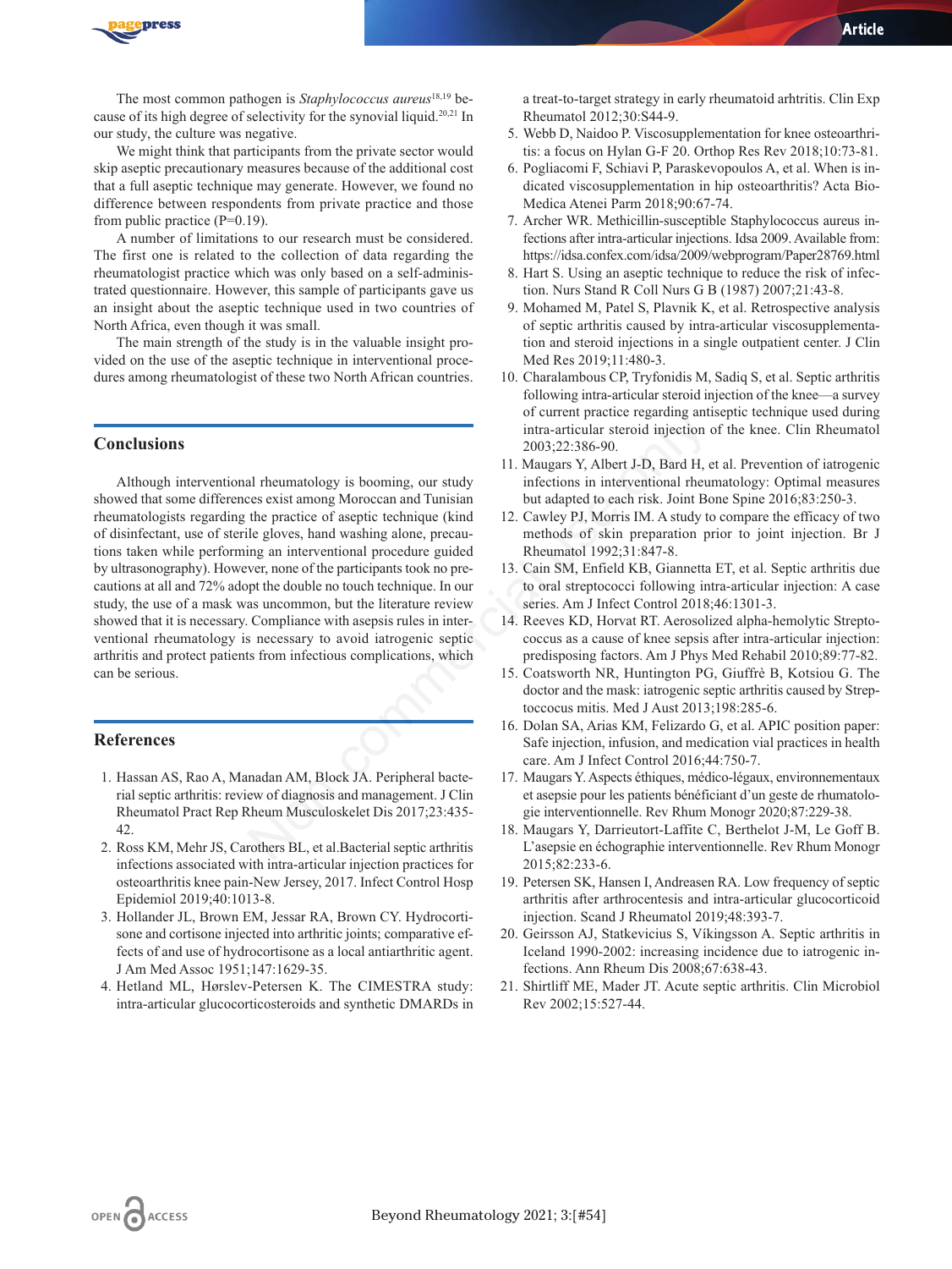The most common pathogen is *Staphylococcus aureus*[18,19] because of its high degree of selectivity for the synovial liquid.[20,21] In our study, the culture was negative.

We might think that participants from the private sector would skip aseptic precautionary measures because of the additional cost that a full aseptic technique may generate. However, we found no difference between respondents from private practice and those from public practice (P=0.19).

A number of limitations to our research must be considered. The first one is related to the collection of data regarding the rheumatologist practice which was only based on a self-administrated questionnaire. However, this sample of participants gave us an insight about the aseptic technique used in two countries of North Africa, even though it was small.

The main strength of the study is in the valuable insight provided on the use of the aseptic technique in interventional procedures among rheumatologist of these two North African countries.

## Conclusions

Although interventional rheumatology is booming, our study showed that some differences exist among Moroccan and Tunisian rheumatologists regarding the practice of aseptic technique (kind of disinfectant, use of sterile gloves, hand washing alone, precautions taken while performing an interventional procedure guided by ultrasonography). However, none of the participants took no precautions at all and 72% adopt the double no touch technique. In our study, the use of a mask was uncommon, but the literature review showed that it is necessary. Compliance with asepsis rules in interventional rheumatology is necessary to avoid iatrogenic septic arthritis and protect patients from infectious complications, which can be serious.

## References

1. Hassan AS, Rao A, Manadan AM, Block JA. Peripheral bacterial septic arthritis: review of diagnosis and management. J Clin Rheumatol Pract Rep Rheum Musculoskelet Dis 2017;23:435-42.
2. Ross KM, Mehr JS, Carothers BL, et al.Bacterial septic arthritis infections associated with intra-articular injection practices for osteoarthritis knee pain-New Jersey, 2017. Infect Control Hosp Epidemiol 2019;40:1013-8.
3. Hollander JL, Brown EM, Jessar RA, Brown CY. Hydrocortisone and cortisone injected into arthritic joints; comparative effects of and use of hydrocortisone as a local antiarthritic agent. J Am Med Assoc 1951;147:1629-35.
4. Hetland ML, Hørslev-Petersen K. The CIMESTRA study: intra-articular glucocorticosteroids and synthetic DMARDs in a treat-to-target strategy in early rheumatoid arhtritis. Clin Exp Rheumatol 2012;30:S44-9.
5. Webb D, Naidoo P. Viscosupplementation for knee osteoarthritis: a focus on Hylan G-F 20. Orthop Res Rev 2018;10:73-81.
6. Pogliacomi F, Schiavi P, Paraskevopoulos A, et al. When is indicated viscosupplementation in hip osteoarthritis? Acta BioMedica Atenei Parm 2018;90:67-74.
7. Archer WR. Methicillin-susceptible Staphylococcus aureus infections after intra-articular injections. Idsa 2009. Available from: https://idsa.confex.com/idsa/2009/webprogram/Paper28769.html
8. Hart S. Using an aseptic technique to reduce the risk of infection. Nurs Stand R Coll Nurs G B (1987) 2007;21:43-8.
9. Mohamed M, Patel S, Plavnik K, et al. Retrospective analysis of septic arthritis caused by intra-articular viscosupplementation and steroid injections in a single outpatient center. J Clin Med Res 2019;11:480-3.
10. Charalambous CP, Tryfonidis M, Sadiq S, et al. Septic arthritis following intra-articular steroid injection of the knee—a survey of current practice regarding antiseptic technique used during intra-articular steroid injection of the knee. Clin Rheumatol 2003;22:386-90.
11. Maugars Y, Albert J-D, Bard H, et al. Prevention of iatrogenic infections in interventional rheumatology: Optimal measures but adapted to each risk. Joint Bone Spine 2016;83:250-3.
12. Cawley PJ, Morris IM. A study to compare the efficacy of two methods of skin preparation prior to joint injection. Br J Rheumatol 1992;31:847-8.
13. Cain SM, Enfield KB, Giannetta ET, et al. Septic arthritis due to oral streptococci following intra-articular injection: A case series. Am J Infect Control 2018;46:1301-3.
14. Reeves KD, Horvat RT. Aerosolized alpha-hemolytic Streptococcus as a cause of knee sepsis after intra-articular injection: predisposing factors. Am J Phys Med Rehabil 2010;89:77-82.
15. Coatsworth NR, Huntington PG, Giuffrè B, Kotsiou G. The doctor and the mask: iatrogenic septic arthritis caused by Streptoccocus mitis. Med J Aust 2013;198:285-6.
16. Dolan SA, Arias KM, Felizardo G, et al. APIC position paper: Safe injection, infusion, and medication vial practices in health care. Am J Infect Control 2016;44:750-7.
17. Maugars Y. Aspects éthiques, médico-légaux, environnementaux et asepsie pour les patients bénéficiant d'un geste de rhumatologie interventionnelle. Rev Rhum Monogr 2020;87:229-38.
18. Maugars Y, Darrieutort-Laffite C, Berthelot J-M, Le Goff B. L'asepsie en échographie interventionnelle. Rev Rhum Monogr 2015;82:233-6.
19. Petersen SK, Hansen I, Andreasen RA. Low frequency of septic arthritis after arthrocentesis and intra-articular glucocorticoid injection. Scand J Rheumatol 2019;48:393-7.
20. Geirsson AJ, Statkevicius S, Víkingsson A. Septic arthritis in Iceland 1990-2002: increasing incidence due to iatrogenic infections. Ann Rheum Dis 2008;67:638-43.
21. Shirtliff ME, Mader JT. Acute septic arthritis. Clin Microbiol Rev 2002;15:527-44.